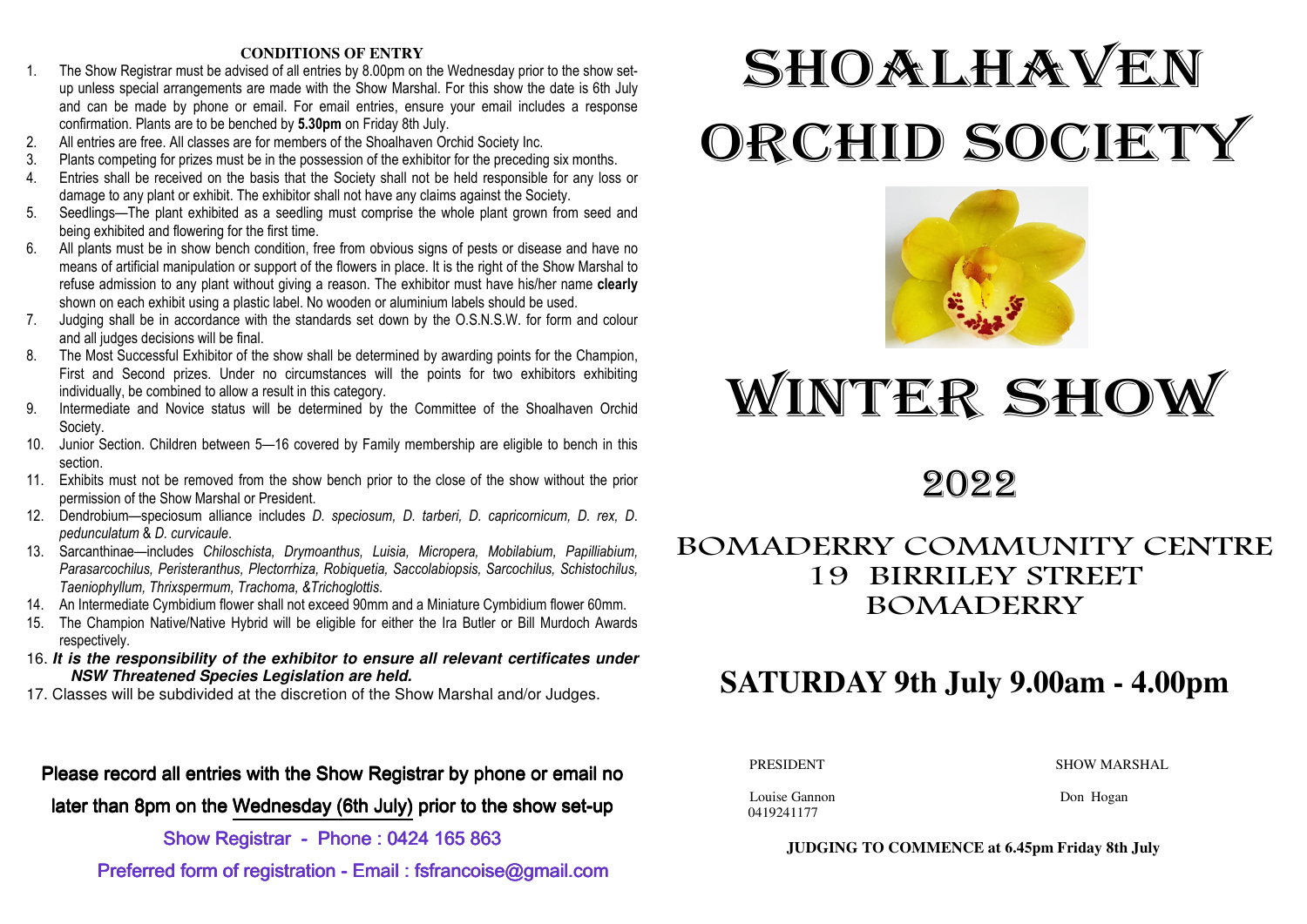# SHOALHAVEN ORCHID SOCIETY

# WINTER SHOW

## 2022

## BOMADERRY COMMUNITY CENTRE
## 19 BIRRILEY STREET
## BOMADERRY

## SATURDAY 9th July 9.00am - 4.00pm

PRESIDENT

Louise Gannon
0419241177

SHOW MARSHAL

Don Hogan

**JUDGING TO COMMENCE at 6.45pm Friday 8th July**

**CONDITIONS OF ENTRY**

1. The Show Registrar must be advised of all entries by 8.00pm on the Wednesday prior to the show set-up unless special arrangements are made with the Show Marshal. For this show the date is 6th July and can be made by phone or email. For email entries, ensure your email includes a response confirmation. Plants are to be benched by **5.30pm** on Friday 8th July.
2. All entries are free. All classes are for members of the Shoalhaven Orchid Society Inc.
3. Plants competing for prizes must be in the possession of the exhibitor for the preceding six months.
4. Entries shall be received on the basis that the Society shall not be held responsible for any loss or damage to any plant or exhibit. The exhibitor shall not have any claims against the Society.
5. Seedlings—The plant exhibited as a seedling must comprise the whole plant grown from seed and being exhibited and flowering for the first time.
6. All plants must be in show bench condition, free from obvious signs of pests or disease and have no means of artificial manipulation or support of the flowers in place. It is the right of the Show Marshal to refuse admission to any plant without giving a reason. The exhibitor must have his/her name **clearly** shown on each exhibit using a plastic label. No wooden or aluminium labels should be used.
7. Judging shall be in accordance with the standards set down by the O.S.N.S.W. for form and colour and all judges decisions will be final.
8. The Most Successful Exhibitor of the show shall be determined by awarding points for the Champion, First and Second prizes. Under no circumstances will the points for two exhibitors exhibiting individually, be combined to allow a result in this category.
9. Intermediate and Novice status will be determined by the Committee of the Shoalhaven Orchid Society.
10. Junior Section. Children between 5—16 covered by Family membership are eligible to bench in this section.
11. Exhibits must not be removed from the show bench prior to the close of the show without the prior permission of the Show Marshal or President.
12. Dendrobium—speciosum alliance includes *D. speciosum, D. tarberi, D. capricornicum, D. rex, D. pedunculatum* & *D. curvicaule*.
13. Sarcanthinae—includes *Chiloschista, Drymoanthus, Luisia, Micropera, Mobilabium, Papilliabium, Parasarcochilus, Peristeranthus, Plectorrhiza, Robiquetia, Saccolabiopsis, Sarcochilus, Schistochilus, Taeniophyllum, Thrixspermum, Trachoma, &Trichoglottis*.
14. An Intermediate Cymbidium flower shall not exceed 90mm and a Miniature Cymbidium flower 60mm.
15. The Champion Native/Native Hybrid will be eligible for either the Ira Butler or Bill Murdoch Awards respectively.
16. ***It is the responsibility of the exhibitor to ensure all relevant certificates under NSW Threatened Species Legislation are held.***
17. Classes will be subdivided at the discretion of the Show Marshal and/or Judges.

Please record all entries with the Show Registrar by phone or email no later than 8pm on the Wednesday (6th July) prior to the show set-up

Show Registrar - Phone : 0424 165 863

Preferred form of registration - Email : fsfrancoise@gmail.com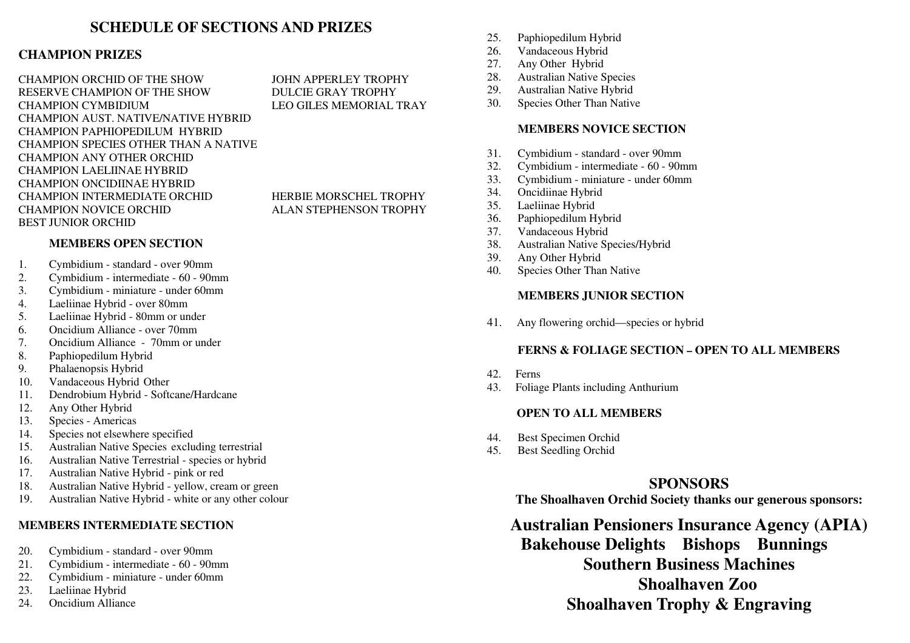# SCHEDULE OF SECTIONS AND PRIZES

## CHAMPION PRIZES

| | |
|---|---|
| CHAMPION ORCHID OF THE SHOW | JOHN APPERLEY TROPHY |
| RESERVE CHAMPION OF THE SHOW | DULCIE GRAY TROPHY |
| CHAMPION CYMBIDIUM | LEO GILES MEMORIAL TRAY |
| CHAMPION AUST. NATIVE/NATIVE HYBRID | |
| CHAMPION PAPHIOPEDILUM HYBRID | |
| CHAMPION SPECIES OTHER THAN A NATIVE | |
| CHAMPION ANY OTHER ORCHID | |
| CHAMPION LAELIINAE HYBRID | |
| CHAMPION ONCIDIINAE HYBRID | |
| CHAMPION INTERMEDIATE ORCHID | HERBIE MORSCHEL TROPHY |
| CHAMPION NOVICE ORCHID | ALAN STEPHENSON TROPHY |
| BEST JUNIOR ORCHID | |

### MEMBERS OPEN SECTION

1. Cymbidium - standard - over 90mm
2. Cymbidium - intermediate - 60 - 90mm
3. Cymbidium - miniature - under 60mm
4. Laeliinae Hybrid - over 80mm
5. Laeliinae Hybrid - 80mm or under
6. Oncidium Alliance - over 70mm
7. Oncidium Alliance - 70mm or under
8. Paphiopedilum Hybrid
9. Phalaenopsis Hybrid
10. Vandaceous Hybrid Other
11. Dendrobium Hybrid - Softcane/Hardcane
12. Any Other Hybrid
13. Species - Americas
14. Species not elsewhere specified
15. Australian Native Species excluding terrestrial
16. Australian Native Terrestrial - species or hybrid
17. Australian Native Hybrid - pink or red
18. Australian Native Hybrid - yellow, cream or green
19. Australian Native Hybrid - white or any other colour

### MEMBERS INTERMEDIATE SECTION

20. Cymbidium - standard - over 90mm
21. Cymbidium - intermediate - 60 - 90mm
22. Cymbidium - miniature - under 60mm
23. Laeliinae Hybrid
24. Oncidium Alliance
25. Paphiopedilum Hybrid
26. Vandaceous Hybrid
27. Any Other Hybrid
28. Australian Native Species
29. Australian Native Hybrid
30. Species Other Than Native

### MEMBERS NOVICE SECTION

31. Cymbidium - standard - over 90mm
32. Cymbidium - intermediate - 60 - 90mm
33. Cymbidium - miniature - under 60mm
34. Oncidiinae Hybrid
35. Laeliinae Hybrid
36. Paphiopedilum Hybrid
37. Vandaceous Hybrid
38. Australian Native Species/Hybrid
39. Any Other Hybrid
40. Species Other Than Native

### MEMBERS JUNIOR SECTION

41. Any flowering orchid—species or hybrid

### FERNS & FOLIAGE SECTION – OPEN TO ALL MEMBERS

42. Ferns
43. Foliage Plants including Anthurium

### OPEN TO ALL MEMBERS

44. Best Specimen Orchid
45. Best Seedling Orchid

## SPONSORS

**The Shoalhaven Orchid Society thanks our generous sponsors:**

**Australian Pensioners Insurance Agency (APIA)**
**Bakehouse Delights Bishops Bunnings**
**Southern Business Machines**
**Shoalhaven Zoo**
**Shoalhaven Trophy & Engraving**